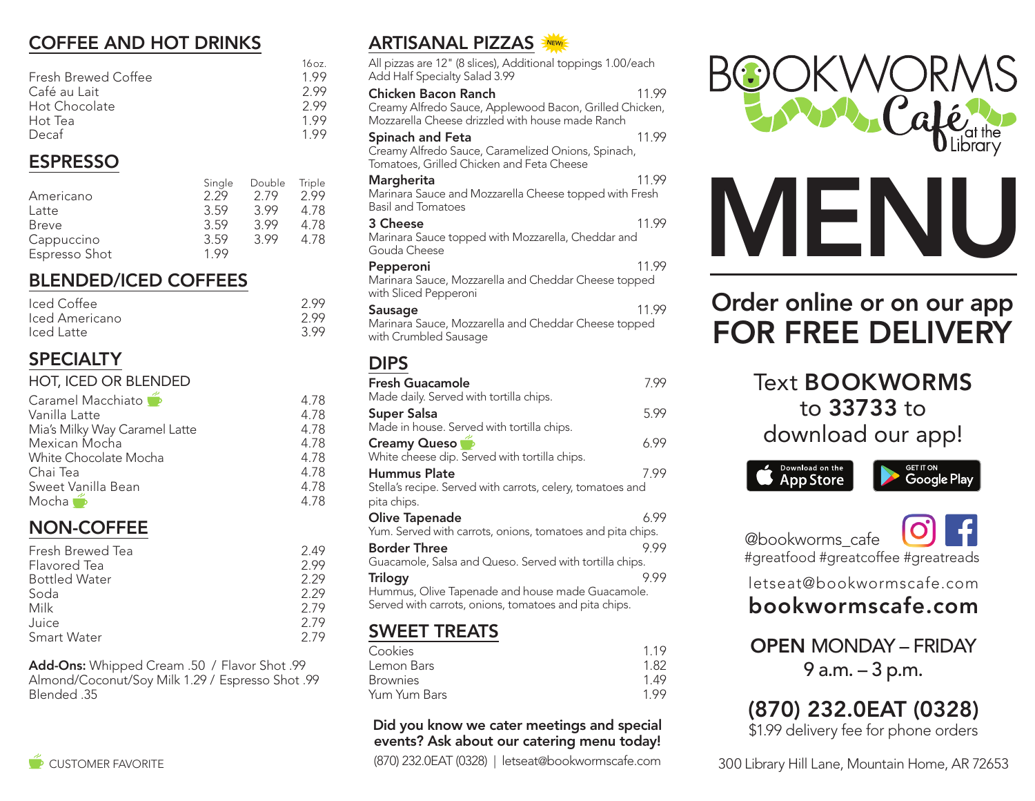## COFFEE AND HOT DRINKS

| | 16oz. |
|---|---|
| Fresh Brewed Coffee | 1.99 |
| Café au Lait | 2.99 |
| Hot Chocolate | 2.99 |
| Hot Tea | 1.99 |
| Decaf | 1.99 |

## ESPRESSO

| | Single | Double | Triple |
|---|---|---|---|
| Americano | 2.29 | 2.79 | 2.99 |
| Latte | 3.59 | 3.99 | 4.78 |
| Breve | 3.59 | 3.99 | 4.78 |
| Cappuccino | 3.59 | 3.99 | 4.78 |
| Espresso Shot | 1.99 | | |

## BLENDED/ICED COFFEES

| | |
|---|---|
| Iced Coffee | 2.99 |
| Iced Americano | 2.99 |
| Iced Latte | 3.99 |

## SPECIALTY

HOT, ICED OR BLENDED

| | |
|---|---|
| Caramel Macchiato (Customer Favorite) | 4.78 |
| Vanilla Latte | 4.78 |
| Mia's Milky Way Caramel Latte | 4.78 |
| Mexican Mocha | 4.78 |
| White Chocolate Mocha | 4.78 |
| Chai Tea | 4.78 |
| Sweet Vanilla Bean | 4.78 |
| Mocha (Customer Favorite) | 4.78 |

## NON-COFFEE

| | |
|---|---|
| Fresh Brewed Tea | 2.49 |
| Flavored Tea | 2.99 |
| Bottled Water | 2.29 |
| Soda | 2.29 |
| Milk | 2.79 |
| Juice | 2.79 |
| Smart Water | 2.79 |

**Add-Ons:** Whipped Cream .50 / Flavor Shot .99
Almond/Coconut/Soy Milk 1.29 / Espresso Shot .99
Blended .35

CUSTOMER FAVORITE

## ARTISANAL PIZZAS (NEW!)

All pizzas are 12" (8 slices), Additional toppings 1.00/each
Add Half Specialty Salad 3.99

**Chicken Bacon Ranch** 11.99
Creamy Alfredo Sauce, Applewood Bacon, Grilled Chicken, Mozzarella Cheese drizzled with house made Ranch

**Spinach and Feta** 11.99
Creamy Alfredo Sauce, Caramelized Onions, Spinach, Tomatoes, Grilled Chicken and Feta Cheese

**Margherita** 11.99
Marinara Sauce and Mozzarella Cheese topped with Fresh Basil and Tomatoes

**3 Cheese** 11.99
Marinara Sauce topped with Mozzarella, Cheddar and Gouda Cheese

**Pepperoni** 11.99
Marinara Sauce, Mozzarella and Cheddar Cheese topped with Sliced Pepperoni

**Sausage** 11.99
Marinara Sauce, Mozzarella and Cheddar Cheese topped with Crumbled Sausage

## DIPS

**Fresh Guacamole** 7.99
Made daily. Served with tortilla chips.

**Super Salsa** 5.99
Made in house. Served with tortilla chips.

**Creamy Queso** (Customer Favorite) 6.99
White cheese dip. Served with tortilla chips.

**Hummus Plate** 7.99
Stella's recipe. Served with carrots, celery, tomatoes and pita chips.

**Olive Tapenade** 6.99
Yum. Served with carrots, onions, tomatoes and pita chips.

**Border Three** 9.99
Guacamole, Salsa and Queso. Served with tortilla chips.

**Trilogy** 9.99
Hummus, Olive Tapenade and house made Guacamole. Served with carrots, onions, tomatoes and pita chips.

## SWEET TREATS

| | |
|---|---|
| Cookies | 1.19 |
| Lemon Bars | 1.82 |
| Brownies | 1.49 |
| Yum Yum Bars | 1.99 |

**Did you know we cater meetings and special events? Ask about our catering menu today!**
(870) 232.0EAT (0328) | letseat@bookwormscafe.com

# BOOKWORMS Café at the Library

# MENU

## Order online or on our app FOR FREE DELIVERY

Text **BOOKWORMS** to **33733** to download our app!

Download on the App Store | GET IT ON Google Play

@bookworms_cafe
#greatfood #greatcoffee #greatreads

letseat@bookwormscafe.com
**bookwormscafe.com**

**OPEN** MONDAY – FRIDAY
9 a.m. – 3 p.m.

**(870) 232.0EAT (0328)**
$1.99 delivery fee for phone orders

300 Library Hill Lane, Mountain Home, AR 72653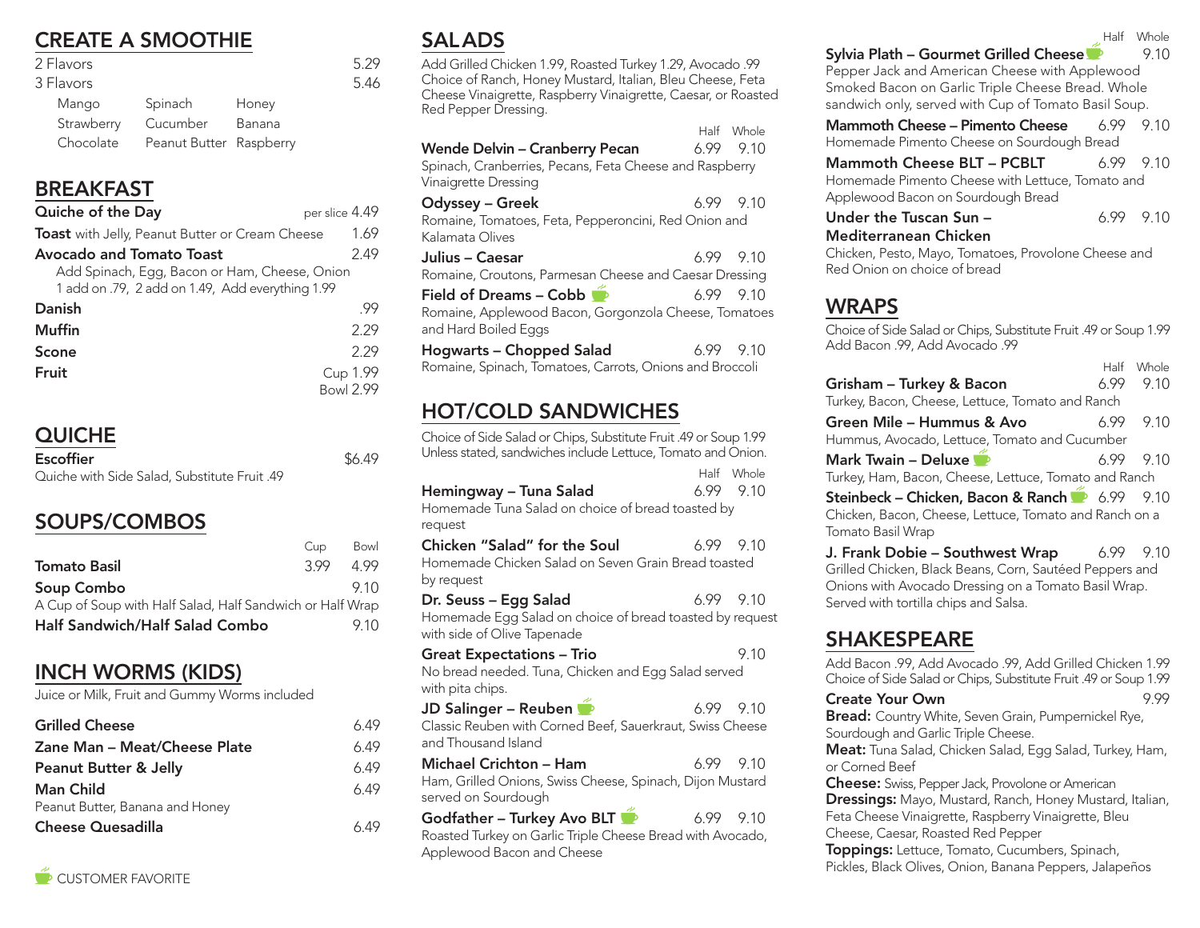## CREATE A SMOOTHIE

| | |
|---|---|
| 2 Flavors | 5.29 |
| 3 Flavors | 5.46 |

| | | |
|---|---|---|
| Mango | Spinach | Honey |
| Strawberry | Cucumber | Banana |
| Chocolate | Peanut Butter | Raspberry |

## BREAKFAST

**Quiche of the Day** — per slice 4.49

**Toast** with Jelly, Peanut Butter or Cream Cheese — 1.69

**Avocado and Tomato Toast** — 2.49
Add Spinach, Egg, Bacon or Ham, Cheese, Onion
1 add on .79, 2 add on 1.49, Add everything 1.99

**Danish** — .99

**Muffin** — 2.29

**Scone** — 2.29

**Fruit** — Cup 1.99, Bowl 2.99

## QUICHE

**Escoffier** — $6.49
Quiche with Side Salad, Substitute Fruit .49

## SOUPS/COMBOS

| | Cup | Bowl |
|---|---|---|
| **Tomato Basil** | 3.99 | 4.99 |

**Soup Combo** — 9.10
A Cup of Soup with Half Salad, Half Sandwich or Half Wrap

**Half Sandwich/Half Salad Combo** — 9.10

## INCH WORMS (KIDS)

Juice or Milk, Fruit and Gummy Worms included

**Grilled Cheese** — 6.49

**Zane Man – Meat/Cheese Plate** — 6.49

**Peanut Butter & Jelly** — 6.49

**Man Child** — 6.49
Peanut Butter, Banana and Honey

**Cheese Quesadilla** — 6.49

CUSTOMER FAVORITE

## SALADS

Add Grilled Chicken 1.99, Roasted Turkey 1.29, Avocado .99
Choice of Ranch, Honey Mustard, Italian, Bleu Cheese, Feta Cheese Vinaigrette, Raspberry Vinaigrette, Caesar, or Roasted Red Pepper Dressing.

| | Half | Whole |
|---|---|---|
| **Wende Delvin – Cranberry Pecan** | 6.99 | 9.10 |

Spinach, Cranberries, Pecans, Feta Cheese and Raspberry Vinaigrette Dressing

**Odyssey – Greek** — 6.99 / 9.10
Romaine, Tomatoes, Feta, Pepperoncini, Red Onion and Kalamata Olives

**Julius – Caesar** — 6.99 / 9.10
Romaine, Croutons, Parmesan Cheese and Caesar Dressing

**Field of Dreams – Cobb** (Customer Favorite) — 6.99 / 9.10
Romaine, Applewood Bacon, Gorgonzola Cheese, Tomatoes and Hard Boiled Eggs

**Hogwarts – Chopped Salad** — 6.99 / 9.10
Romaine, Spinach, Tomatoes, Carrots, Onions and Broccoli

## HOT/COLD SANDWICHES

Choice of Side Salad or Chips, Substitute Fruit .49 or Soup 1.99
Unless stated, sandwiches include Lettuce, Tomato and Onion.

| | Half | Whole |
|---|---|---|
| **Hemingway – Tuna Salad** | 6.99 | 9.10 |

Homemade Tuna Salad on choice of bread toasted by request

**Chicken "Salad" for the Soul** — 6.99 / 9.10
Homemade Chicken Salad on Seven Grain Bread toasted by request

**Dr. Seuss – Egg Salad** — 6.99 / 9.10
Homemade Egg Salad on choice of bread toasted by request with side of Olive Tapenade

**Great Expectations – Trio** — 9.10
No bread needed. Tuna, Chicken and Egg Salad served with pita chips.

**JD Salinger – Reuben** (Customer Favorite) — 6.99 / 9.10
Classic Reuben with Corned Beef, Sauerkraut, Swiss Cheese and Thousand Island

**Michael Crichton – Ham** — 6.99 / 9.10
Ham, Grilled Onions, Swiss Cheese, Spinach, Dijon Mustard served on Sourdough

**Godfather – Turkey Avo BLT** (Customer Favorite) — 6.99 / 9.10
Roasted Turkey on Garlic Triple Cheese Bread with Avocado, Applewood Bacon and Cheese

| | Half | Whole |
|---|---|---|
| **Sylvia Plath – Gourmet Grilled Cheese** (Customer Favorite) | | 9.10 |

Pepper Jack and American Cheese with Applewood Smoked Bacon on Garlic Triple Cheese Bread. Whole sandwich only, served with Cup of Tomato Basil Soup.

**Mammoth Cheese – Pimento Cheese** — 6.99 / 9.10
Homemade Pimento Cheese on Sourdough Bread

**Mammoth Cheese BLT – PCBLT** — 6.99 / 9.10
Homemade Pimento Cheese with Lettuce, Tomato and Applewood Bacon on Sourdough Bread

**Under the Tuscan Sun – Mediterranean Chicken** — 6.99 / 9.10
Chicken, Pesto, Mayo, Tomatoes, Provolone Cheese and Red Onion on choice of bread

## WRAPS

Choice of Side Salad or Chips, Substitute Fruit .49 or Soup 1.99
Add Bacon .99, Add Avocado .99

| | Half | Whole |
|---|---|---|
| **Grisham – Turkey & Bacon** | 6.99 | 9.10 |

Turkey, Bacon, Cheese, Lettuce, Tomato and Ranch

**Green Mile – Hummus & Avo** — 6.99 / 9.10
Hummus, Avocado, Lettuce, Tomato and Cucumber

**Mark Twain – Deluxe** (Customer Favorite) — 6.99 / 9.10
Turkey, Ham, Bacon, Cheese, Lettuce, Tomato and Ranch

**Steinbeck – Chicken, Bacon & Ranch** (Customer Favorite) — 6.99 / 9.10
Chicken, Bacon, Cheese, Lettuce, Tomato and Ranch on a Tomato Basil Wrap

**J. Frank Dobie – Southwest Wrap** — 6.99 / 9.10
Grilled Chicken, Black Beans, Corn, Sautéed Peppers and Onions with Avocado Dressing on a Tomato Basil Wrap. Served with tortilla chips and Salsa.

## SHAKESPEARE

Add Bacon .99, Add Avocado .99, Add Grilled Chicken 1.99
Choice of Side Salad or Chips, Substitute Fruit .49 or Soup 1.99

**Create Your Own** — 9.99

**Bread:** Country White, Seven Grain, Pumpernickel Rye, Sourdough and Garlic Triple Cheese.

**Meat:** Tuna Salad, Chicken Salad, Egg Salad, Turkey, Ham, or Corned Beef

**Cheese:** Swiss, Pepper Jack, Provolone or American

**Dressings:** Mayo, Mustard, Ranch, Honey Mustard, Italian, Feta Cheese Vinaigrette, Raspberry Vinaigrette, Bleu Cheese, Caesar, Roasted Red Pepper

**Toppings:** Lettuce, Tomato, Cucumbers, Spinach, Pickles, Black Olives, Onion, Banana Peppers, Jalapeños